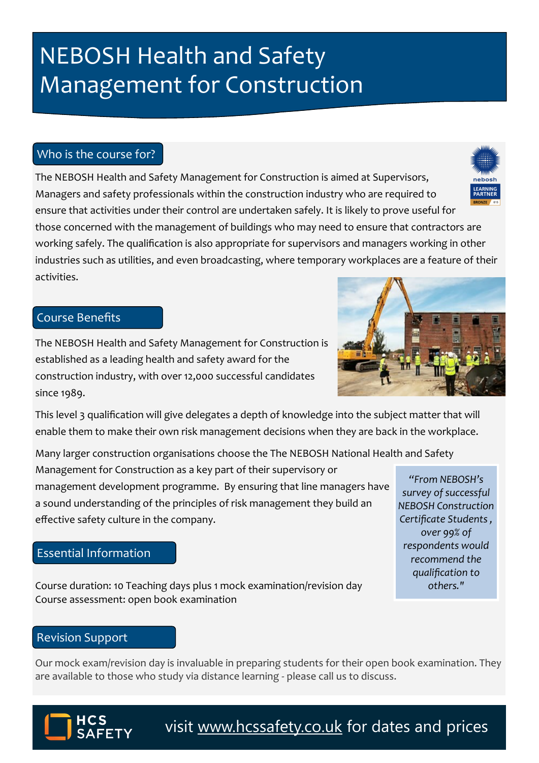# NEBOSH Health and Safety Management for Construction

## Who is the course for?

The NEBOSH Health and Safety Management for Construction is aimed at Supervisors, Managers and safety professionals within the construction industry who are required to ensure that activities under their control are undertaken safely. It is likely to prove useful for those concerned with the management of buildings who may need to ensure that contractors are working safely. The qualification is also appropriate for supervisors and managers working in other industries such as utilities, and even broadcasting, where temporary workplaces are a feature of their activities.

## Course Benefits

The NEBOSH Health and Safety Management for Construction is established as a leading health and safety award for the construction industry, with over 12,000 successful candidates since 1989.

This level 3 qualification will give delegates a depth of knowledge into the subject matter that will enable them to make their own risk management decisions when they are back in the workplace.

Many larger construction organisations choose the The NEBOSH National Health and Safety Management for Construction as a key part of their supervisory or management development programme. By ensuring that line managers have a sound understanding of the principles of risk management they build an effective safety culture in the company.

> *"From NEBOSH's survey of successful NEBOSH Construction Certificate Students , over 99% of respondents would recommend the qualification to others."*

## Essential Information

Course duration: 10 Teaching days plus 1 mock examination/revision day
Course assessment: open book examination

## Revision Support

Our mock exam/revision day is invaluable in preparing students for their open book examination. They are available to those who study via distance learning - please call us to discuss.

HCS SAFETY

visit www.hcssafety.co.uk for dates and prices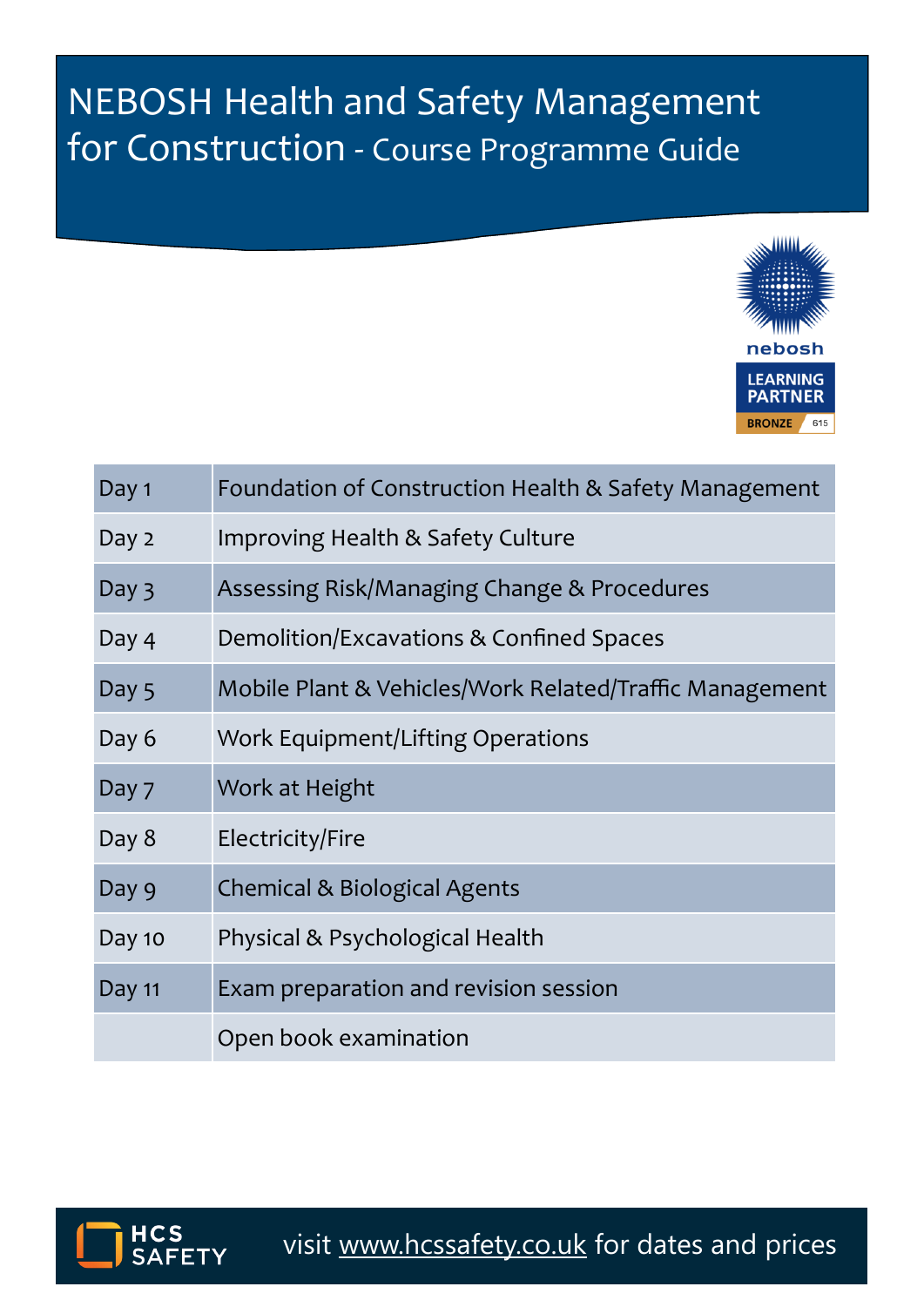# NEBOSH Health and Safety Management for Construction - Course Programme Guide

nebosh LEARNING PARTNER BRONZE 615

| | |
|---|---|
| Day 1 | Foundation of Construction Health & Safety Management |
| Day 2 | Improving Health & Safety Culture |
| Day 3 | Assessing Risk/Managing Change & Procedures |
| Day 4 | Demolition/Excavations & Confined Spaces |
| Day 5 | Mobile Plant & Vehicles/Work Related/Traffic Management |
| Day 6 | Work Equipment/Lifting Operations |
| Day 7 | Work at Height |
| Day 8 | Electricity/Fire |
| Day 9 | Chemical & Biological Agents |
| Day 10 | Physical & Psychological Health |
| Day 11 | Exam preparation and revision session |
| | Open book examination |

HCS SAFETY

visit www.hcssafety.co.uk for dates and prices